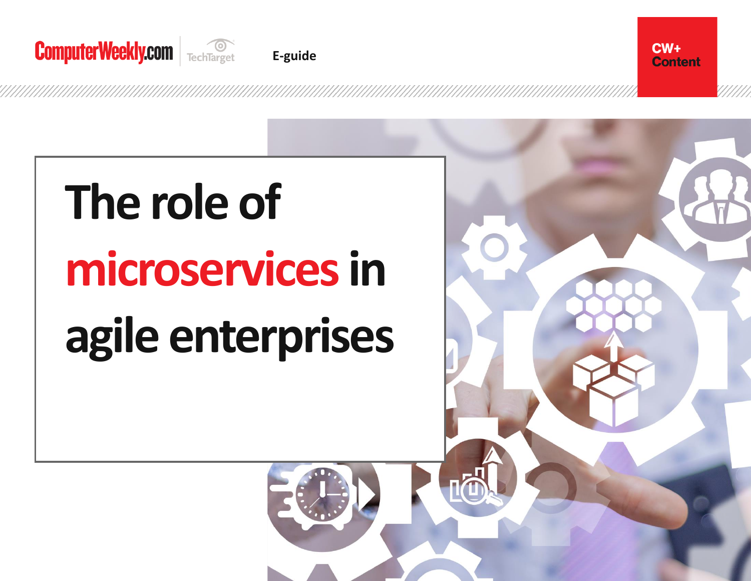ComputerWeekly.com | TechTarget

E-guide

CW+ Content

# The role of microservices in agile enterprises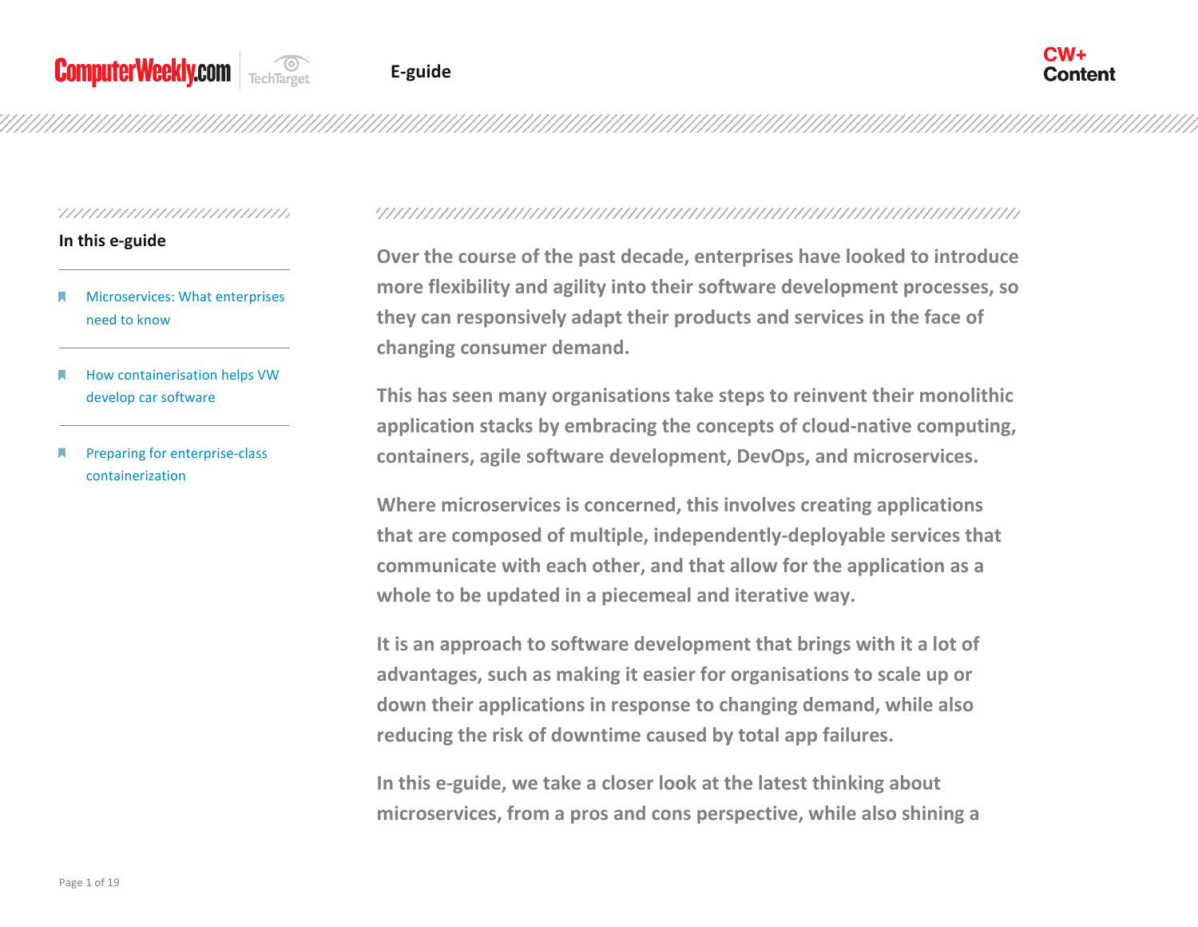## In this e-guide

- Microservices: What enterprises need to know
- How containerisation helps VW develop car software
- Preparing for enterprise-class containerization

**Over the course of the past decade, enterprises have looked to introduce more flexibility and agility into their software development processes, so they can responsively adapt their products and services in the face of changing consumer demand.**

**This has seen many organisations take steps to reinvent their monolithic application stacks by embracing the concepts of cloud-native computing, containers, agile software development, DevOps, and microservices.**

**Where microservices is concerned, this involves creating applications that are composed of multiple, independently-deployable services that communicate with each other, and that allow for the application as a whole to be updated in a piecemeal and iterative way.**

**It is an approach to software development that brings with it a lot of advantages, such as making it easier for organisations to scale up or down their applications in response to changing demand, while also reducing the risk of downtime caused by total app failures.**

**In this e-guide, we take a closer look at the latest thinking about microservices, from a pros and cons perspective, while also shining a**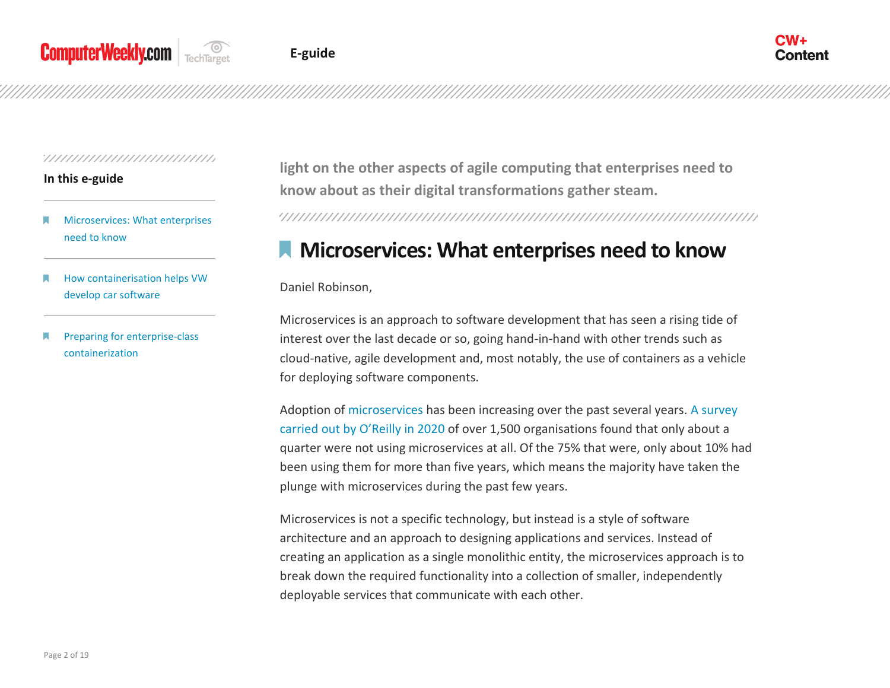light on the other aspects of agile computing that enterprises need to know about as their digital transformations gather steam.

## Microservices: What enterprises need to know

Daniel Robinson,

Microservices is an approach to software development that has seen a rising tide of interest over the last decade or so, going hand-in-hand with other trends such as cloud-native, agile development and, most notably, the use of containers as a vehicle for deploying software components.

Adoption of microservices has been increasing over the past several years. A survey carried out by O'Reilly in 2020 of over 1,500 organisations found that only about a quarter were not using microservices at all. Of the 75% that were, only about 10% had been using them for more than five years, which means the majority have taken the plunge with microservices during the past few years.

Microservices is not a specific technology, but instead is a style of software architecture and an approach to designing applications and services. Instead of creating an application as a single monolithic entity, the microservices approach is to break down the required functionality into a collection of smaller, independently deployable services that communicate with each other.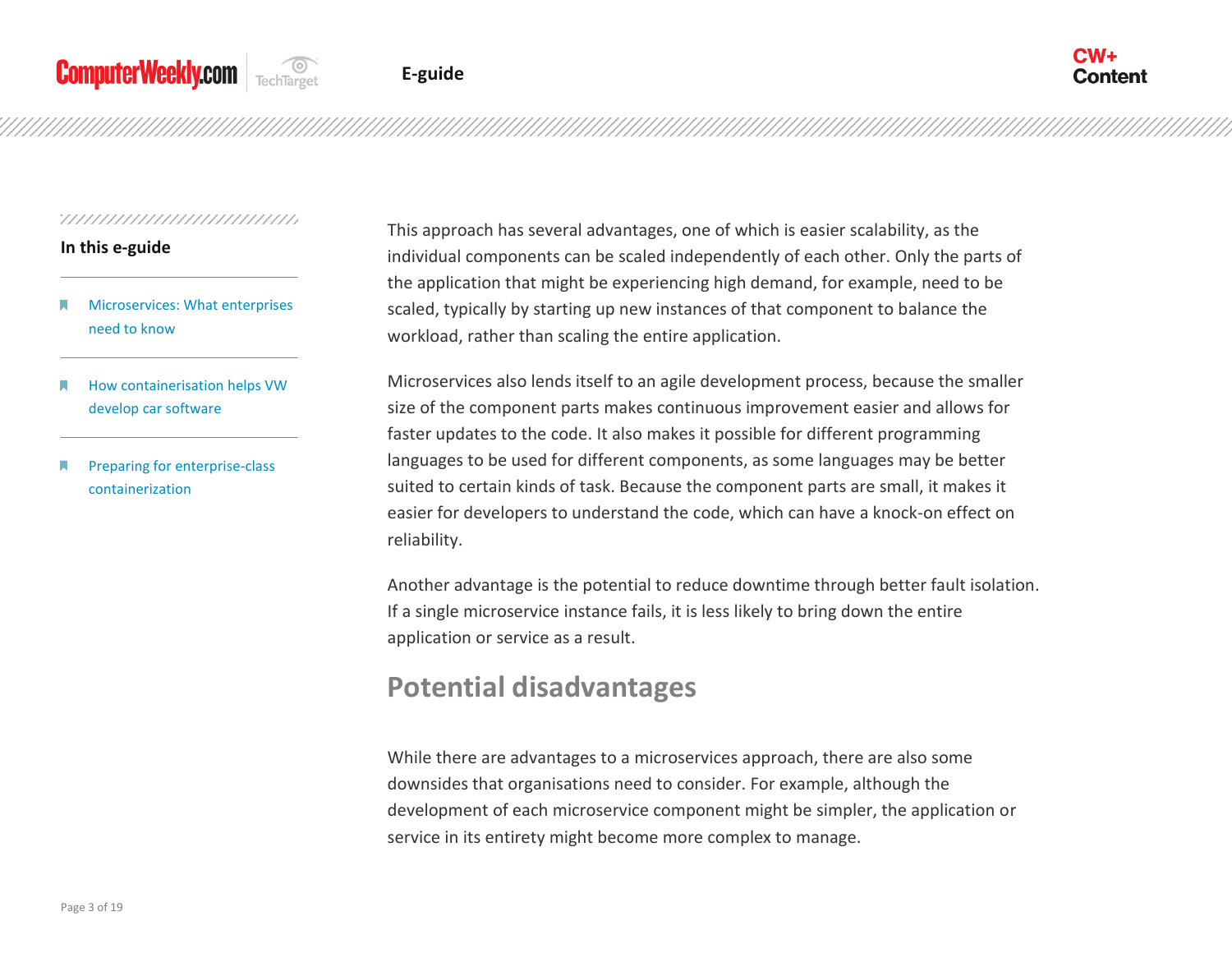This approach has several advantages, one of which is easier scalability, as the individual components can be scaled independently of each other. Only the parts of the application that might be experiencing high demand, for example, need to be scaled, typically by starting up new instances of that component to balance the workload, rather than scaling the entire application.

Microservices also lends itself to an agile development process, because the smaller size of the component parts makes continuous improvement easier and allows for faster updates to the code. It also makes it possible for different programming languages to be used for different components, as some languages may be better suited to certain kinds of task. Because the component parts are small, it makes it easier for developers to understand the code, which can have a knock-on effect on reliability.

Another advantage is the potential to reduce downtime through better fault isolation. If a single microservice instance fails, it is less likely to bring down the entire application or service as a result.

## Potential disadvantages

While there are advantages to a microservices approach, there are also some downsides that organisations need to consider. For example, although the development of each microservice component might be simpler, the application or service in its entirety might become more complex to manage.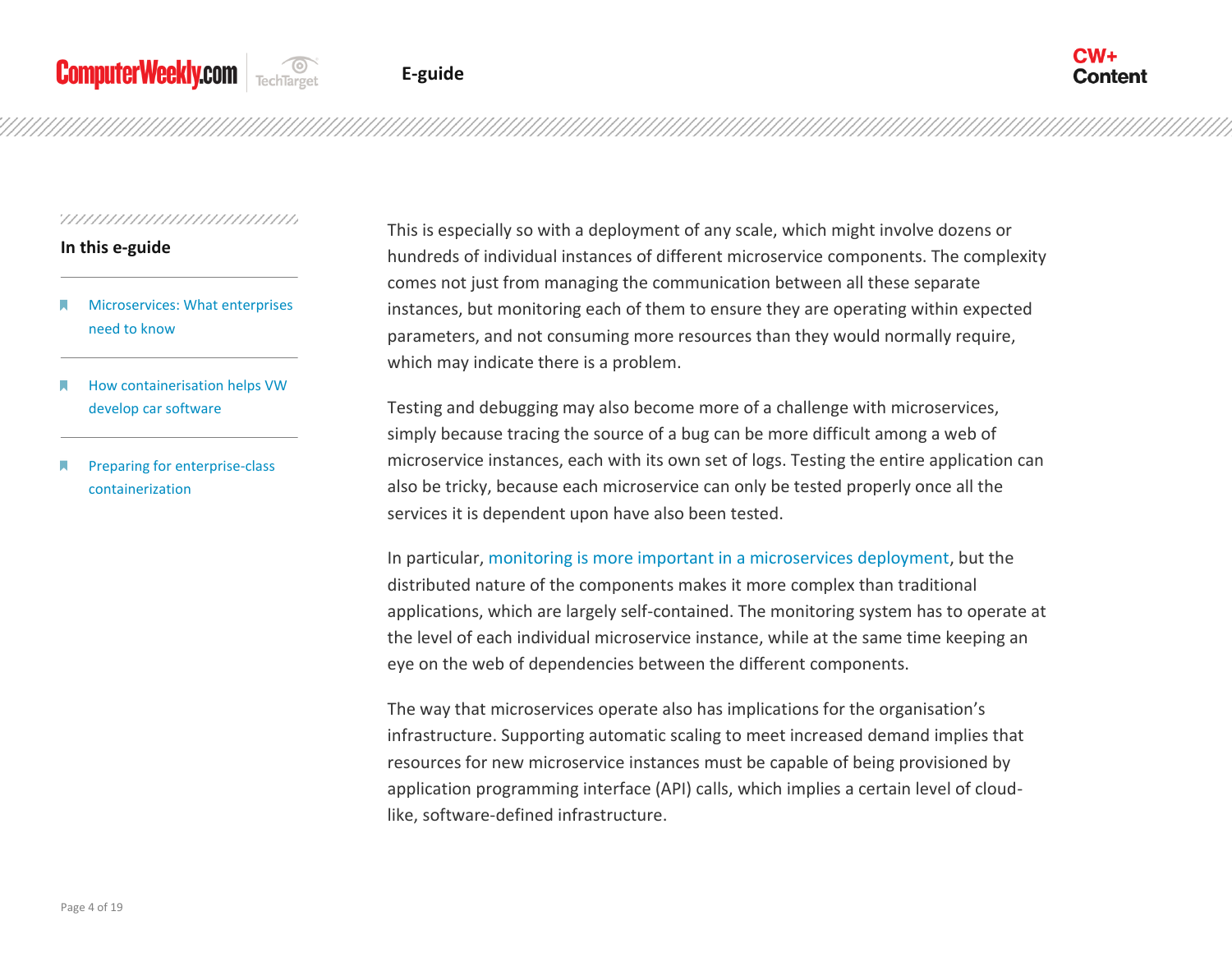This is especially so with a deployment of any scale, which might involve dozens or hundreds of individual instances of different microservice components. The complexity comes not just from managing the communication between all these separate instances, but monitoring each of them to ensure they are operating within expected parameters, and not consuming more resources than they would normally require, which may indicate there is a problem.

Testing and debugging may also become more of a challenge with microservices, simply because tracing the source of a bug can be more difficult among a web of microservice instances, each with its own set of logs. Testing the entire application can also be tricky, because each microservice can only be tested properly once all the services it is dependent upon have also been tested.

In particular, monitoring is more important in a microservices deployment, but the distributed nature of the components makes it more complex than traditional applications, which are largely self-contained. The monitoring system has to operate at the level of each individual microservice instance, while at the same time keeping an eye on the web of dependencies between the different components.

The way that microservices operate also has implications for the organisation's infrastructure. Supporting automatic scaling to meet increased demand implies that resources for new microservice instances must be capable of being provisioned by application programming interface (API) calls, which implies a certain level of cloud-like, software-defined infrastructure.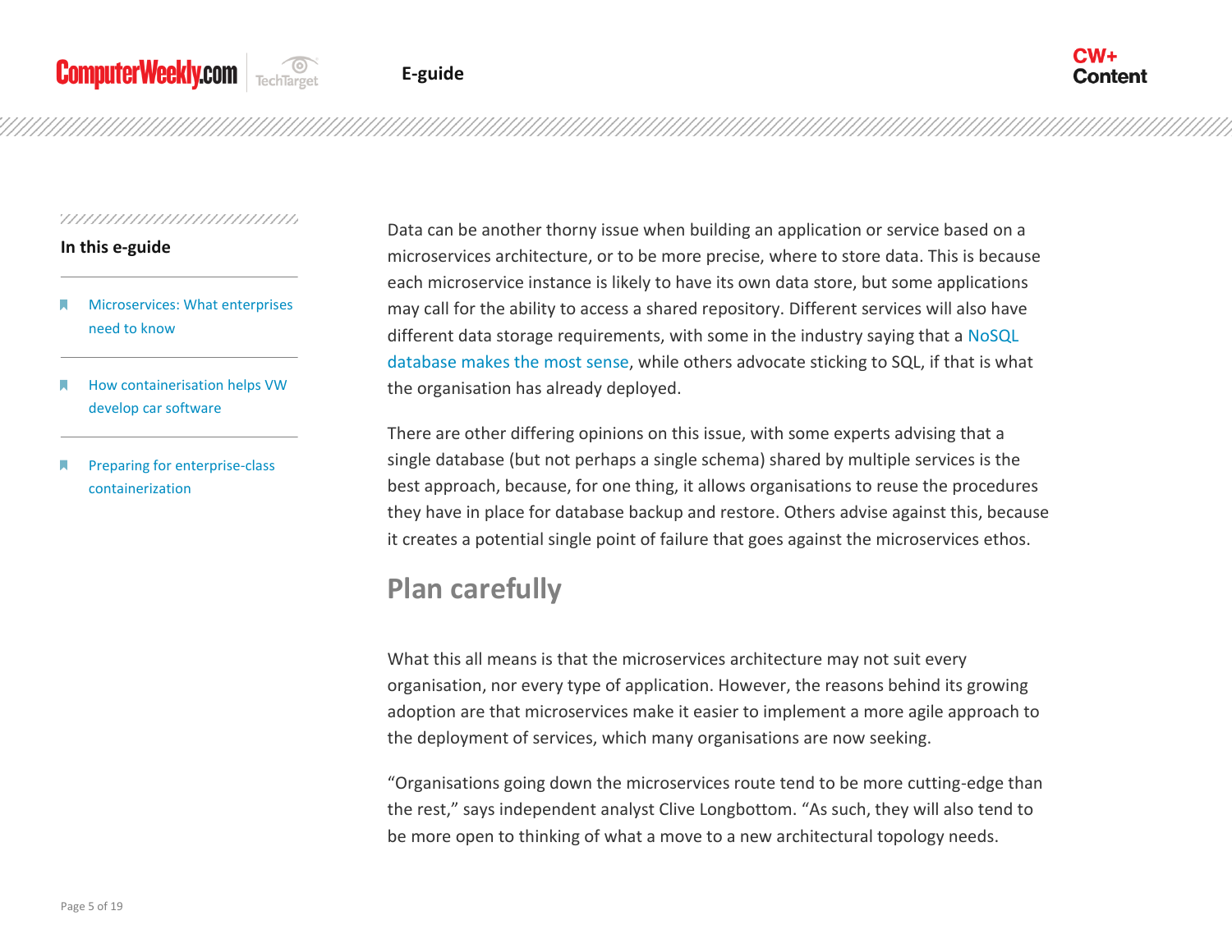Data can be another thorny issue when building an application or service based on a microservices architecture, or to be more precise, where to store data. This is because each microservice instance is likely to have its own data store, but some applications may call for the ability to access a shared repository. Different services will also have different data storage requirements, with some in the industry saying that a NoSQL database makes the most sense, while others advocate sticking to SQL, if that is what the organisation has already deployed.

There are other differing opinions on this issue, with some experts advising that a single database (but not perhaps a single schema) shared by multiple services is the best approach, because, for one thing, it allows organisations to reuse the procedures they have in place for database backup and restore. Others advise against this, because it creates a potential single point of failure that goes against the microservices ethos.

## Plan carefully

What this all means is that the microservices architecture may not suit every organisation, nor every type of application. However, the reasons behind its growing adoption are that microservices make it easier to implement a more agile approach to the deployment of services, which many organisations are now seeking.

"Organisations going down the microservices route tend to be more cutting-edge than the rest," says independent analyst Clive Longbottom. "As such, they will also tend to be more open to thinking of what a move to a new architectural topology needs.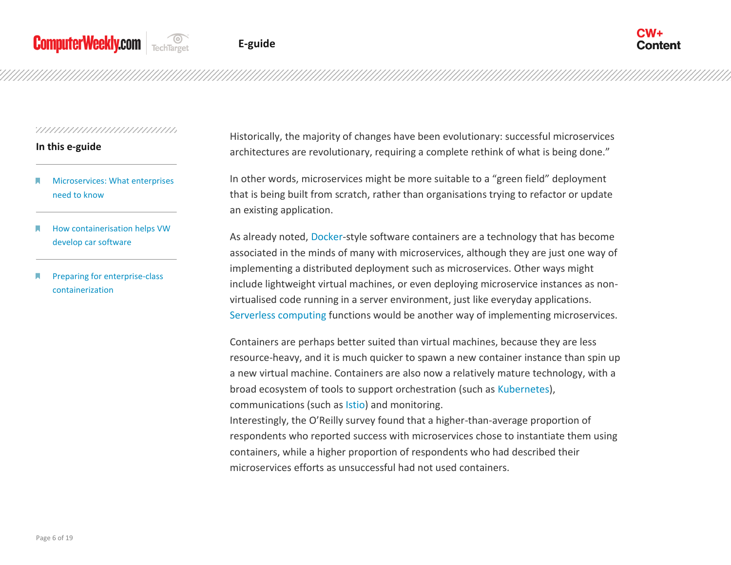Historically, the majority of changes have been evolutionary: successful microservices architectures are revolutionary, requiring a complete rethink of what is being done."

In other words, microservices might be more suitable to a "green field" deployment that is being built from scratch, rather than organisations trying to refactor or update an existing application.

As already noted, Docker-style software containers are a technology that has become associated in the minds of many with microservices, although they are just one way of implementing a distributed deployment such as microservices. Other ways might include lightweight virtual machines, or even deploying microservice instances as non-virtualised code running in a server environment, just like everyday applications. Serverless computing functions would be another way of implementing microservices.

Containers are perhaps better suited than virtual machines, because they are less resource-heavy, and it is much quicker to spawn a new container instance than spin up a new virtual machine. Containers are also now a relatively mature technology, with a broad ecosystem of tools to support orchestration (such as Kubernetes), communications (such as Istio) and monitoring.

Interestingly, the O'Reilly survey found that a higher-than-average proportion of respondents who reported success with microservices chose to instantiate them using containers, while a higher proportion of respondents who had described their microservices efforts as unsuccessful had not used containers.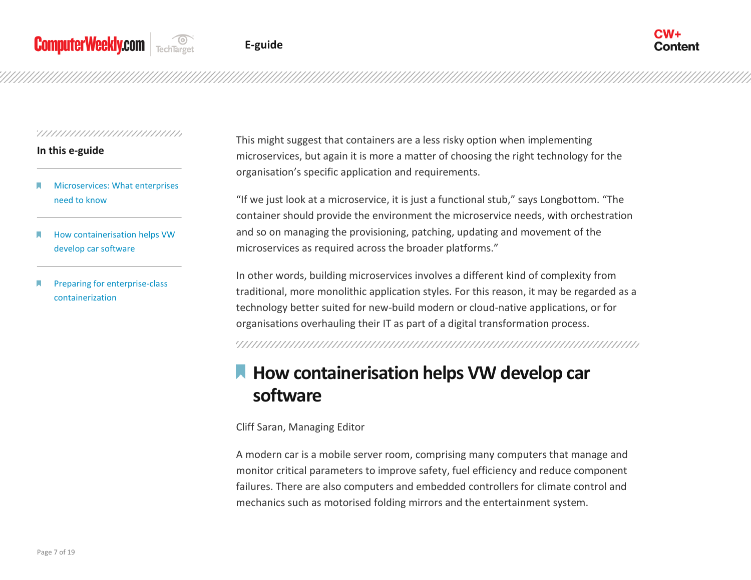This might suggest that containers are a less risky option when implementing microservices, but again it is more a matter of choosing the right technology for the organisation's specific application and requirements.

"If we just look at a microservice, it is just a functional stub," says Longbottom. "The container should provide the environment the microservice needs, with orchestration and so on managing the provisioning, patching, updating and movement of the microservices as required across the broader platforms."

In other words, building microservices involves a different kind of complexity from traditional, more monolithic application styles. For this reason, it may be regarded as a technology better suited for new-build modern or cloud-native applications, or for organisations overhauling their IT as part of a digital transformation process.

## How containerisation helps VW develop car software

Cliff Saran, Managing Editor

A modern car is a mobile server room, comprising many computers that manage and monitor critical parameters to improve safety, fuel efficiency and reduce component failures. There are also computers and embedded controllers for climate control and mechanics such as motorised folding mirrors and the entertainment system.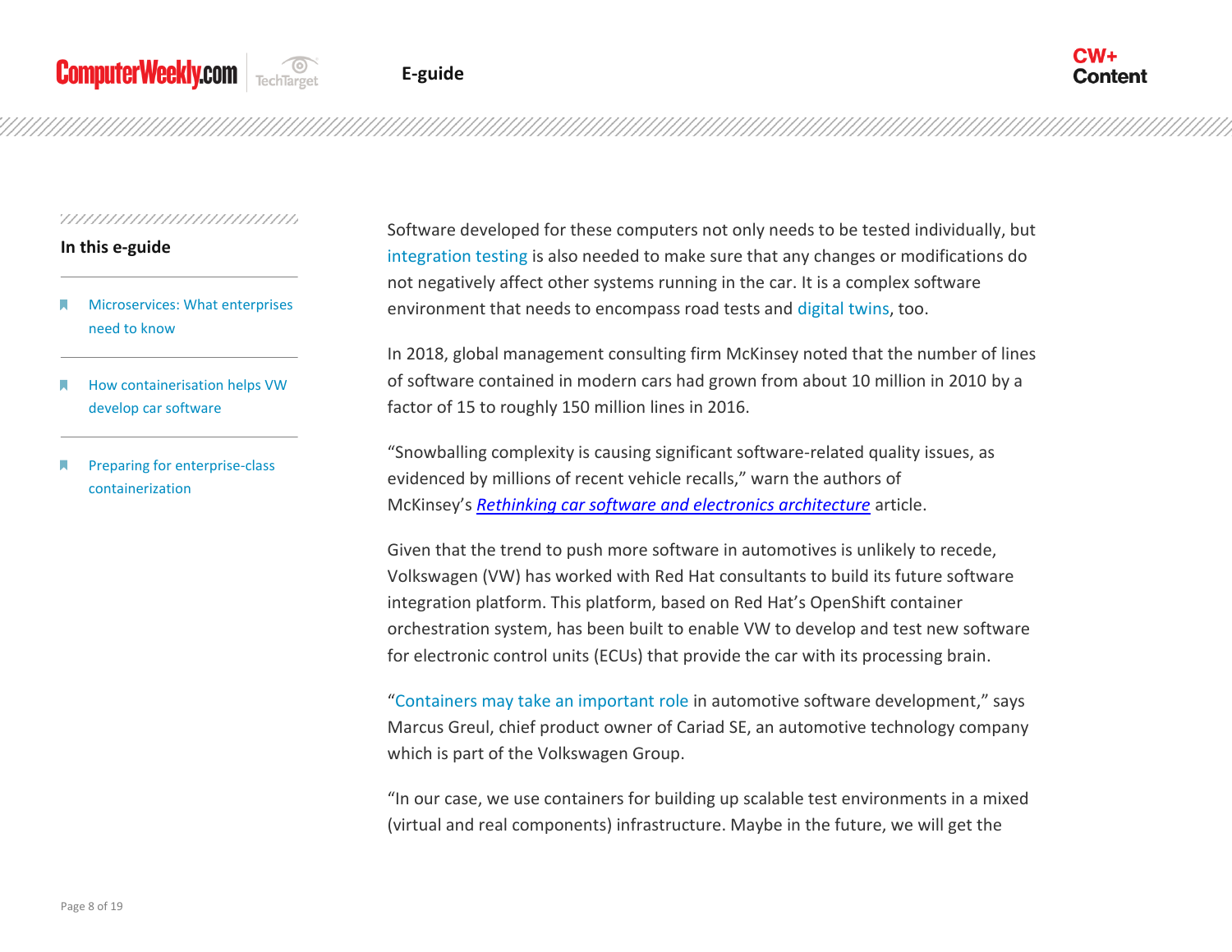Software developed for these computers not only needs to be tested individually, but integration testing is also needed to make sure that any changes or modifications do not negatively affect other systems running in the car. It is a complex software environment that needs to encompass road tests and digital twins, too.

In 2018, global management consulting firm McKinsey noted that the number of lines of software contained in modern cars had grown from about 10 million in 2010 by a factor of 15 to roughly 150 million lines in 2016.

"Snowballing complexity is causing significant software-related quality issues, as evidenced by millions of recent vehicle recalls," warn the authors of McKinsey's *Rethinking car software and electronics architecture* article.

Given that the trend to push more software in automotives is unlikely to recede, Volkswagen (VW) has worked with Red Hat consultants to build its future software integration platform. This platform, based on Red Hat's OpenShift container orchestration system, has been built to enable VW to develop and test new software for electronic control units (ECUs) that provide the car with its processing brain.

"Containers may take an important role in automotive software development," says Marcus Greul, chief product owner of Cariad SE, an automotive technology company which is part of the Volkswagen Group.

"In our case, we use containers for building up scalable test environments in a mixed (virtual and real components) infrastructure. Maybe in the future, we will get the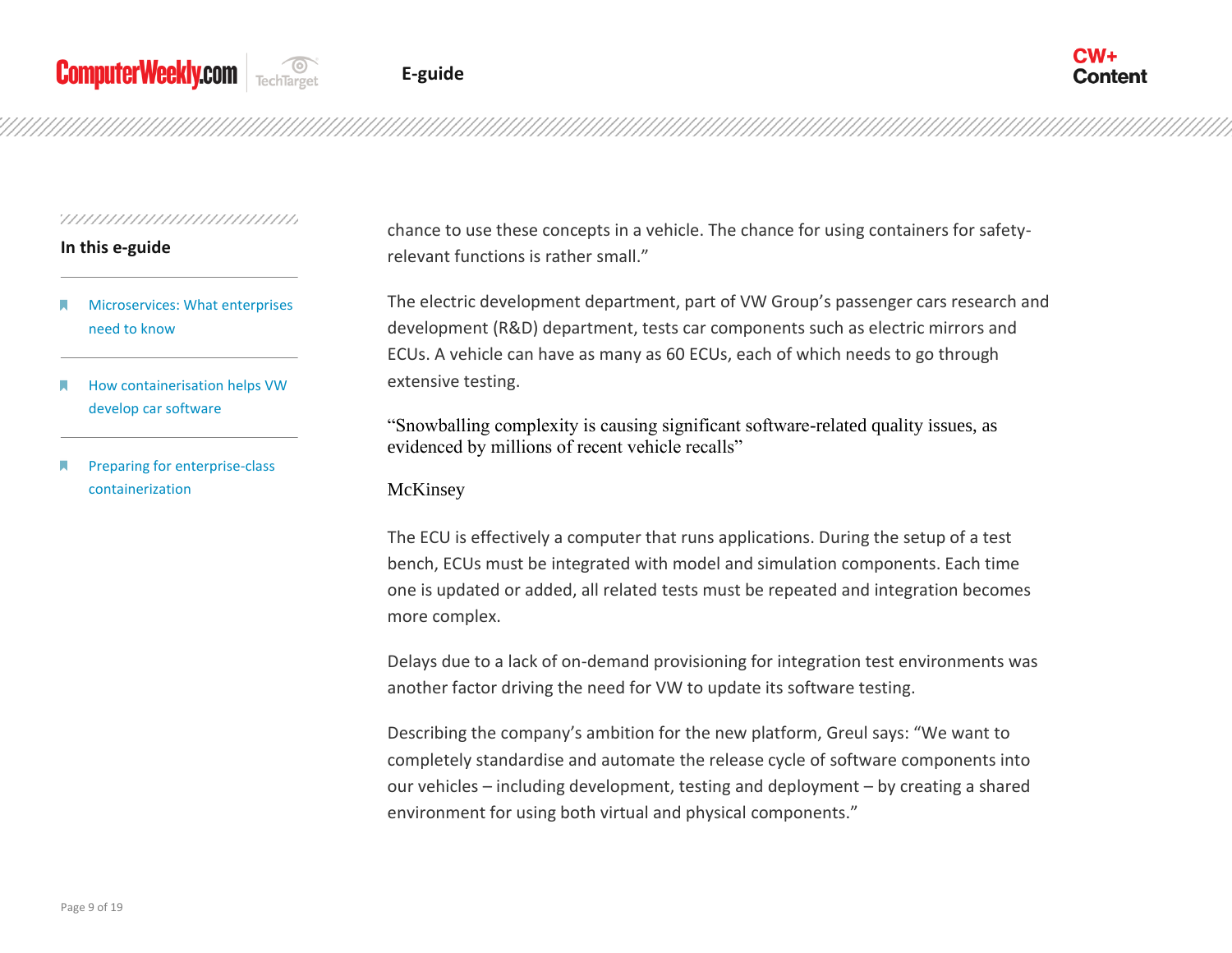chance to use these concepts in a vehicle. The chance for using containers for safety-relevant functions is rather small."

The electric development department, part of VW Group's passenger cars research and development (R&D) department, tests car components such as electric mirrors and ECUs. A vehicle can have as many as 60 ECUs, each of which needs to go through extensive testing.

> "Snowballing complexity is causing significant software-related quality issues, as evidenced by millions of recent vehicle recalls"
>
> McKinsey

The ECU is effectively a computer that runs applications. During the setup of a test bench, ECUs must be integrated with model and simulation components. Each time one is updated or added, all related tests must be repeated and integration becomes more complex.

Delays due to a lack of on-demand provisioning for integration test environments was another factor driving the need for VW to update its software testing.

Describing the company's ambition for the new platform, Greul says: "We want to completely standardise and automate the release cycle of software components into our vehicles – including development, testing and deployment – by creating a shared environment for using both virtual and physical components."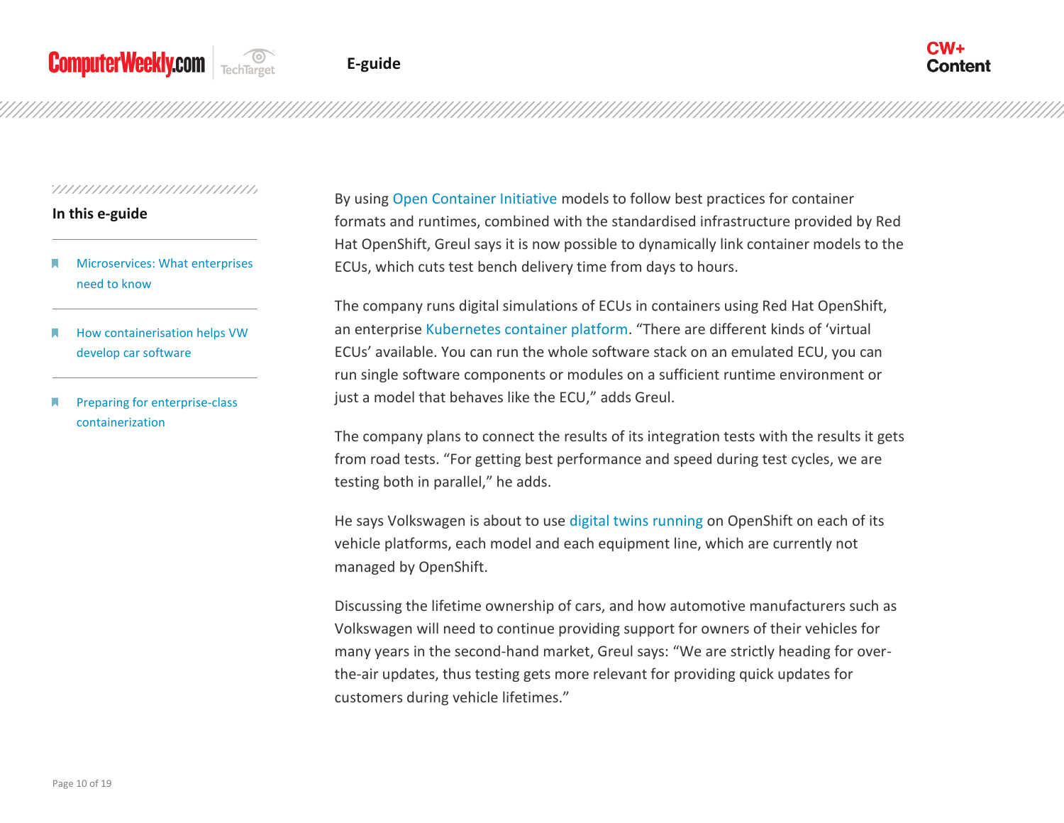By using Open Container Initiative models to follow best practices for container formats and runtimes, combined with the standardised infrastructure provided by Red Hat OpenShift, Greul says it is now possible to dynamically link container models to the ECUs, which cuts test bench delivery time from days to hours.

The company runs digital simulations of ECUs in containers using Red Hat OpenShift, an enterprise Kubernetes container platform. “There are different kinds of ‘virtual ECUs’ available. You can run the whole software stack on an emulated ECU, you can run single software components or modules on a sufficient runtime environment or just a model that behaves like the ECU,” adds Greul.

The company plans to connect the results of its integration tests with the results it gets from road tests. “For getting best performance and speed during test cycles, we are testing both in parallel,” he adds.

He says Volkswagen is about to use digital twins running on OpenShift on each of its vehicle platforms, each model and each equipment line, which are currently not managed by OpenShift.

Discussing the lifetime ownership of cars, and how automotive manufacturers such as Volkswagen will need to continue providing support for owners of their vehicles for many years in the second-hand market, Greul says: “We are strictly heading for over-the-air updates, thus testing gets more relevant for providing quick updates for customers during vehicle lifetimes.”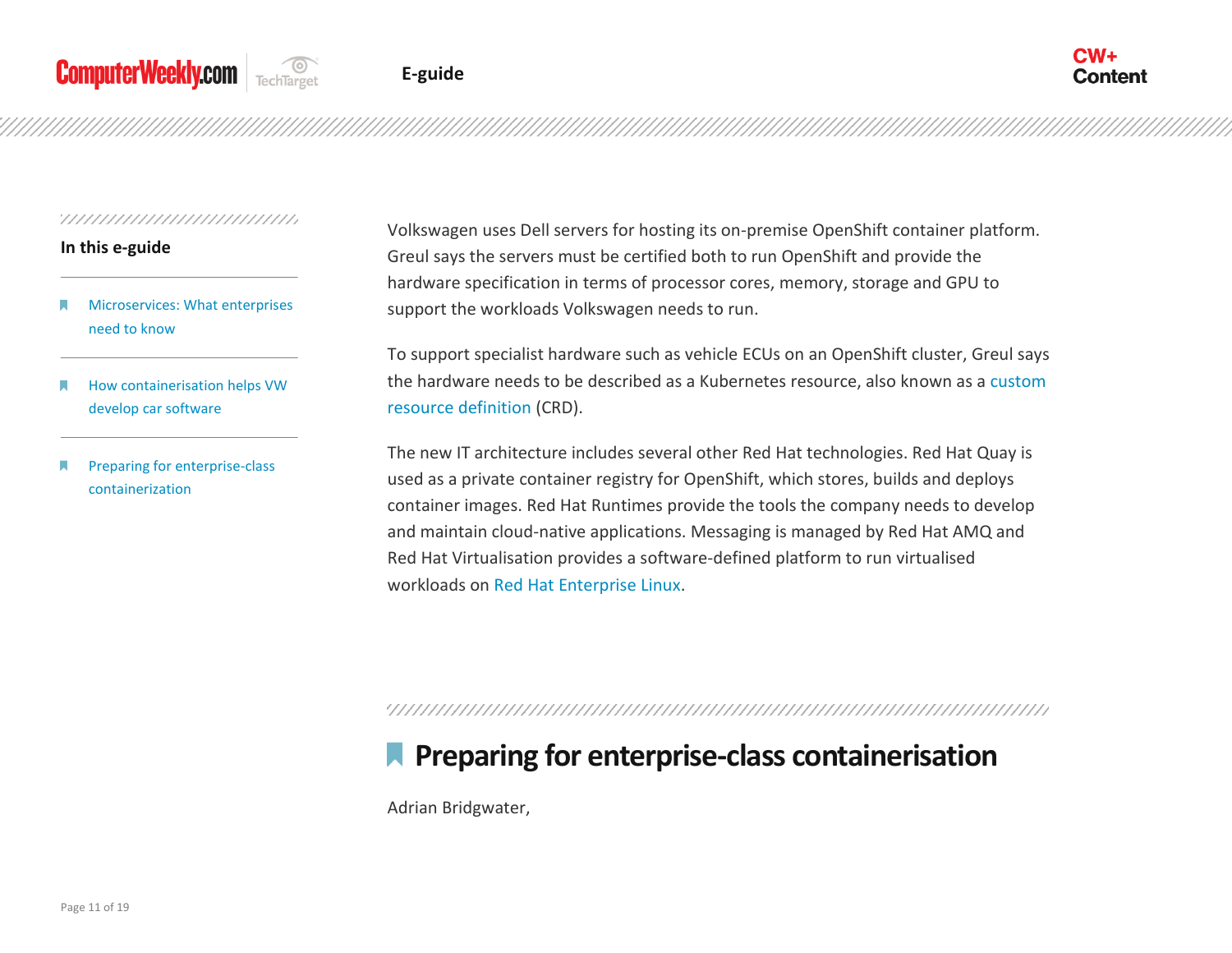Volkswagen uses Dell servers for hosting its on-premise OpenShift container platform. Greul says the servers must be certified both to run OpenShift and provide the hardware specification in terms of processor cores, memory, storage and GPU to support the workloads Volkswagen needs to run.

To support specialist hardware such as vehicle ECUs on an OpenShift cluster, Greul says the hardware needs to be described as a Kubernetes resource, also known as a custom resource definition (CRD).

The new IT architecture includes several other Red Hat technologies. Red Hat Quay is used as a private container registry for OpenShift, which stores, builds and deploys container images. Red Hat Runtimes provide the tools the company needs to develop and maintain cloud-native applications. Messaging is managed by Red Hat AMQ and Red Hat Virtualisation provides a software-defined platform to run virtualised workloads on Red Hat Enterprise Linux.

## Preparing for enterprise-class containerisation

Adrian Bridgwater,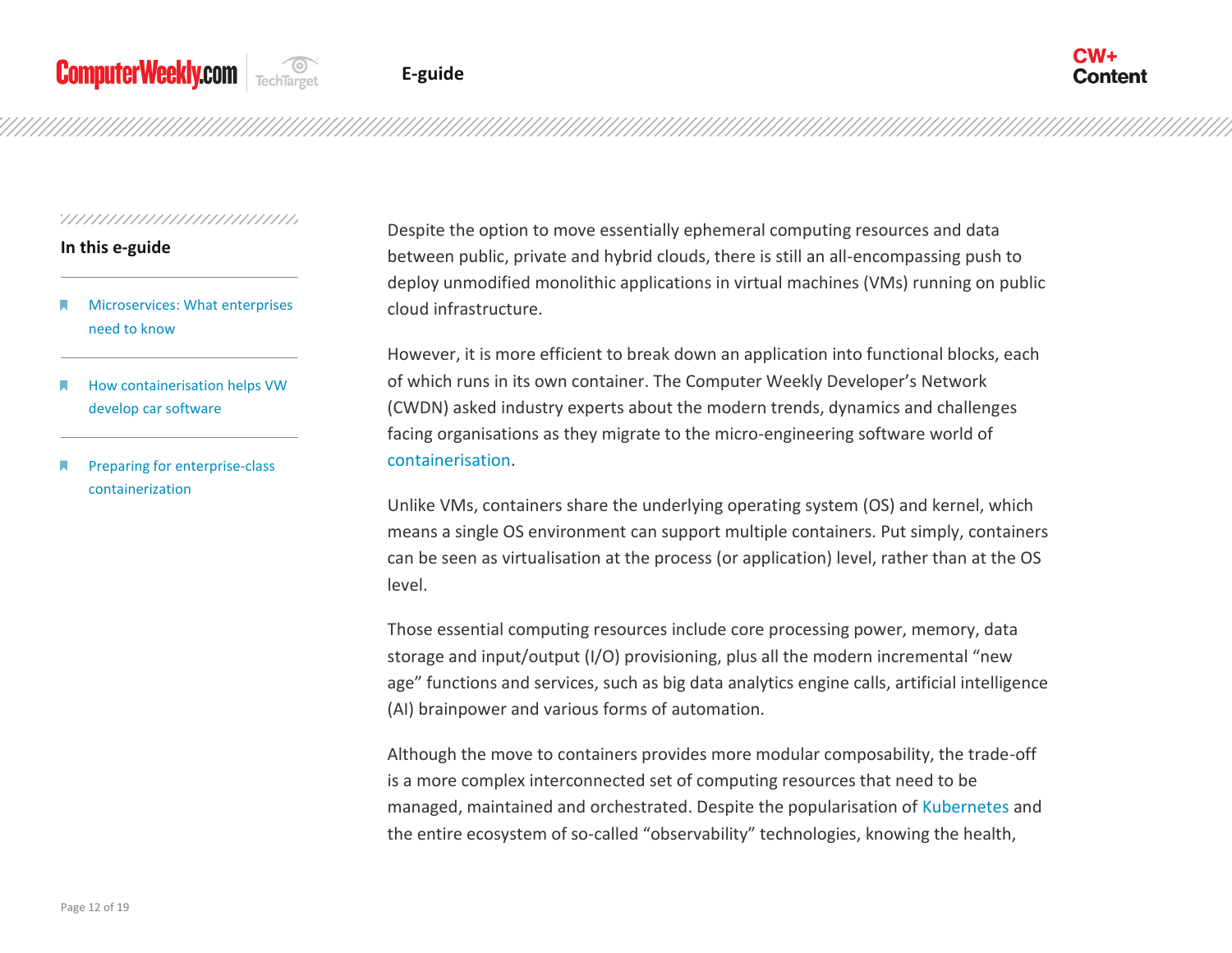Despite the option to move essentially ephemeral computing resources and data between public, private and hybrid clouds, there is still an all-encompassing push to deploy unmodified monolithic applications in virtual machines (VMs) running on public cloud infrastructure.

However, it is more efficient to break down an application into functional blocks, each of which runs in its own container. The Computer Weekly Developer's Network (CWDN) asked industry experts about the modern trends, dynamics and challenges facing organisations as they migrate to the micro-engineering software world of containerisation.

Unlike VMs, containers share the underlying operating system (OS) and kernel, which means a single OS environment can support multiple containers. Put simply, containers can be seen as virtualisation at the process (or application) level, rather than at the OS level.

Those essential computing resources include core processing power, memory, data storage and input/output (I/O) provisioning, plus all the modern incremental "new age" functions and services, such as big data analytics engine calls, artificial intelligence (AI) brainpower and various forms of automation.

Although the move to containers provides more modular composability, the trade-off is a more complex interconnected set of computing resources that need to be managed, maintained and orchestrated. Despite the popularisation of Kubernetes and the entire ecosystem of so-called "observability" technologies, knowing the health,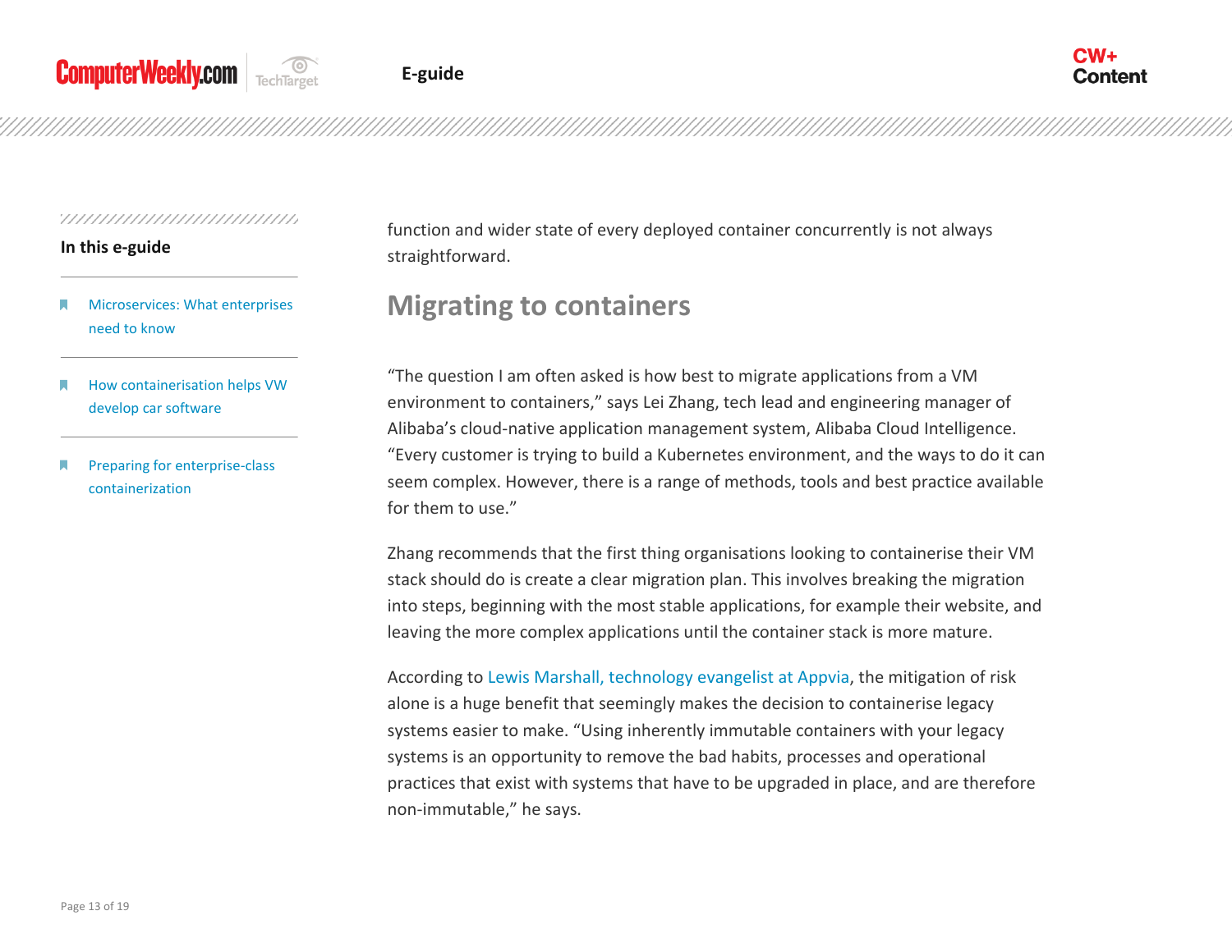function and wider state of every deployed container concurrently is not always straightforward.

## Migrating to containers

"The question I am often asked is how best to migrate applications from a VM environment to containers," says Lei Zhang, tech lead and engineering manager of Alibaba's cloud-native application management system, Alibaba Cloud Intelligence. "Every customer is trying to build a Kubernetes environment, and the ways to do it can seem complex. However, there is a range of methods, tools and best practice available for them to use."

Zhang recommends that the first thing organisations looking to containerise their VM stack should do is create a clear migration plan. This involves breaking the migration into steps, beginning with the most stable applications, for example their website, and leaving the more complex applications until the container stack is more mature.

According to Lewis Marshall, technology evangelist at Appvia, the mitigation of risk alone is a huge benefit that seemingly makes the decision to containerise legacy systems easier to make. "Using inherently immutable containers with your legacy systems is an opportunity to remove the bad habits, processes and operational practices that exist with systems that have to be upgraded in place, and are therefore non-immutable," he says.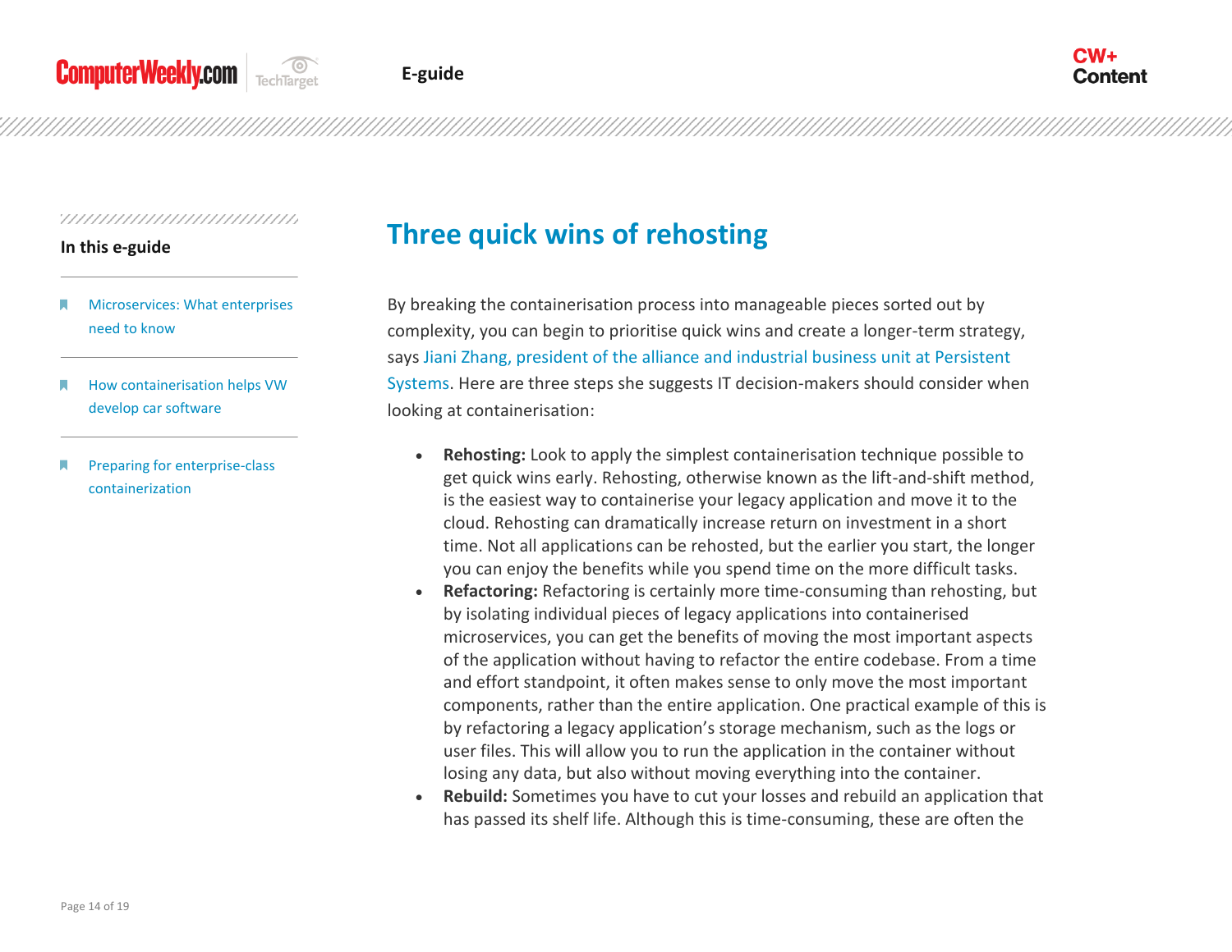## Three quick wins of rehosting

By breaking the containerisation process into manageable pieces sorted out by complexity, you can begin to prioritise quick wins and create a longer-term strategy, says Jiani Zhang, president of the alliance and industrial business unit at Persistent Systems. Here are three steps she suggests IT decision-makers should consider when looking at containerisation:

- **Rehosting:** Look to apply the simplest containerisation technique possible to get quick wins early. Rehosting, otherwise known as the lift-and-shift method, is the easiest way to containerise your legacy application and move it to the cloud. Rehosting can dramatically increase return on investment in a short time. Not all applications can be rehosted, but the earlier you start, the longer you can enjoy the benefits while you spend time on the more difficult tasks.
- **Refactoring:** Refactoring is certainly more time-consuming than rehosting, but by isolating individual pieces of legacy applications into containerised microservices, you can get the benefits of moving the most important aspects of the application without having to refactor the entire codebase. From a time and effort standpoint, it often makes sense to only move the most important components, rather than the entire application. One practical example of this is by refactoring a legacy application's storage mechanism, such as the logs or user files. This will allow you to run the application in the container without losing any data, but also without moving everything into the container.
- **Rebuild:** Sometimes you have to cut your losses and rebuild an application that has passed its shelf life. Although this is time-consuming, these are often the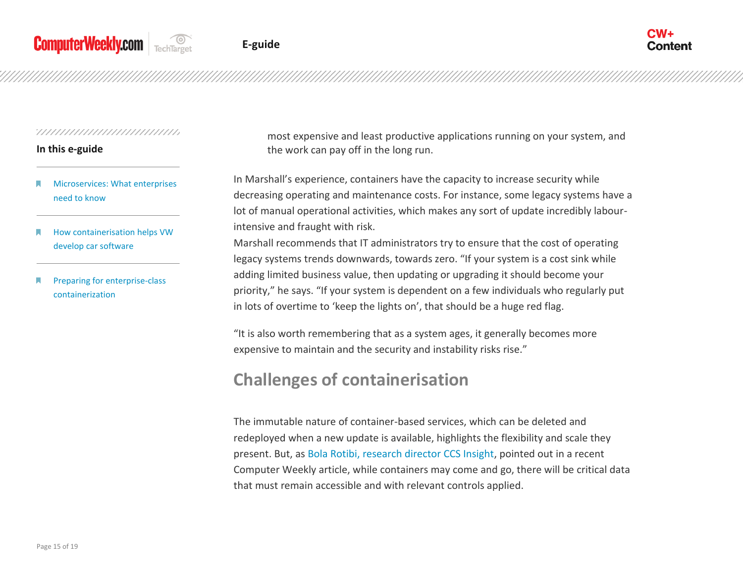most expensive and least productive applications running on your system, and the work can pay off in the long run.

In Marshall's experience, containers have the capacity to increase security while decreasing operating and maintenance costs. For instance, some legacy systems have a lot of manual operational activities, which makes any sort of update incredibly labour-intensive and fraught with risk.

Marshall recommends that IT administrators try to ensure that the cost of operating legacy systems trends downwards, towards zero. "If your system is a cost sink while adding limited business value, then updating or upgrading it should become your priority," he says. "If your system is dependent on a few individuals who regularly put in lots of overtime to 'keep the lights on', that should be a huge red flag.

"It is also worth remembering that as a system ages, it generally becomes more expensive to maintain and the security and instability risks rise."

## Challenges of containerisation

The immutable nature of container-based services, which can be deleted and redeployed when a new update is available, highlights the flexibility and scale they present. But, as Bola Rotibi, research director CCS Insight, pointed out in a recent Computer Weekly article, while containers may come and go, there will be critical data that must remain accessible and with relevant controls applied.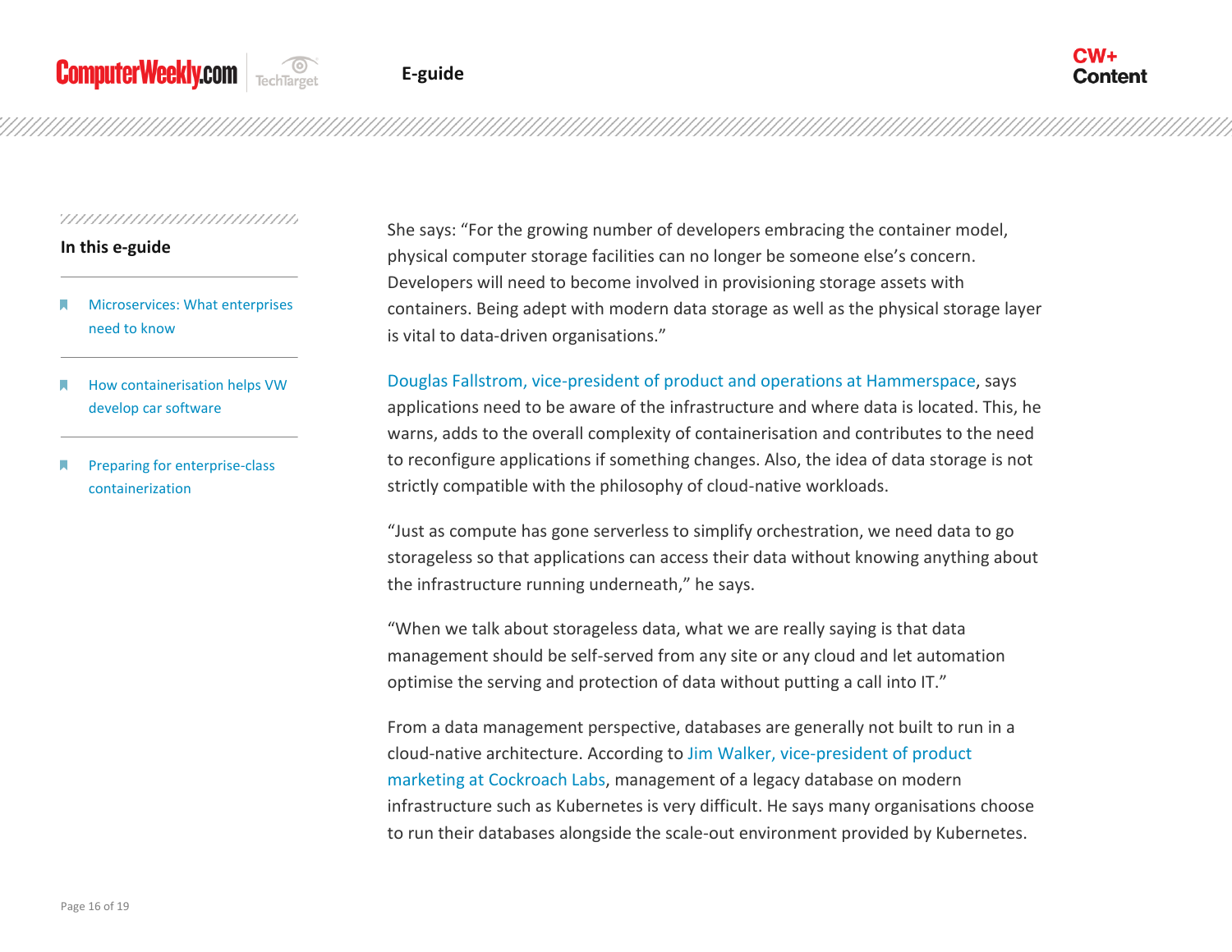She says: "For the growing number of developers embracing the container model, physical computer storage facilities can no longer be someone else's concern. Developers will need to become involved in provisioning storage assets with containers. Being adept with modern data storage as well as the physical storage layer is vital to data-driven organisations."

Douglas Fallstrom, vice-president of product and operations at Hammerspace, says applications need to be aware of the infrastructure and where data is located. This, he warns, adds to the overall complexity of containerisation and contributes to the need to reconfigure applications if something changes. Also, the idea of data storage is not strictly compatible with the philosophy of cloud-native workloads.

"Just as compute has gone serverless to simplify orchestration, we need data to go storageless so that applications can access their data without knowing anything about the infrastructure running underneath," he says.

"When we talk about storageless data, what we are really saying is that data management should be self-served from any site or any cloud and let automation optimise the serving and protection of data without putting a call into IT."

From a data management perspective, databases are generally not built to run in a cloud-native architecture. According to Jim Walker, vice-president of product marketing at Cockroach Labs, management of a legacy database on modern infrastructure such as Kubernetes is very difficult. He says many organisations choose to run their databases alongside the scale-out environment provided by Kubernetes.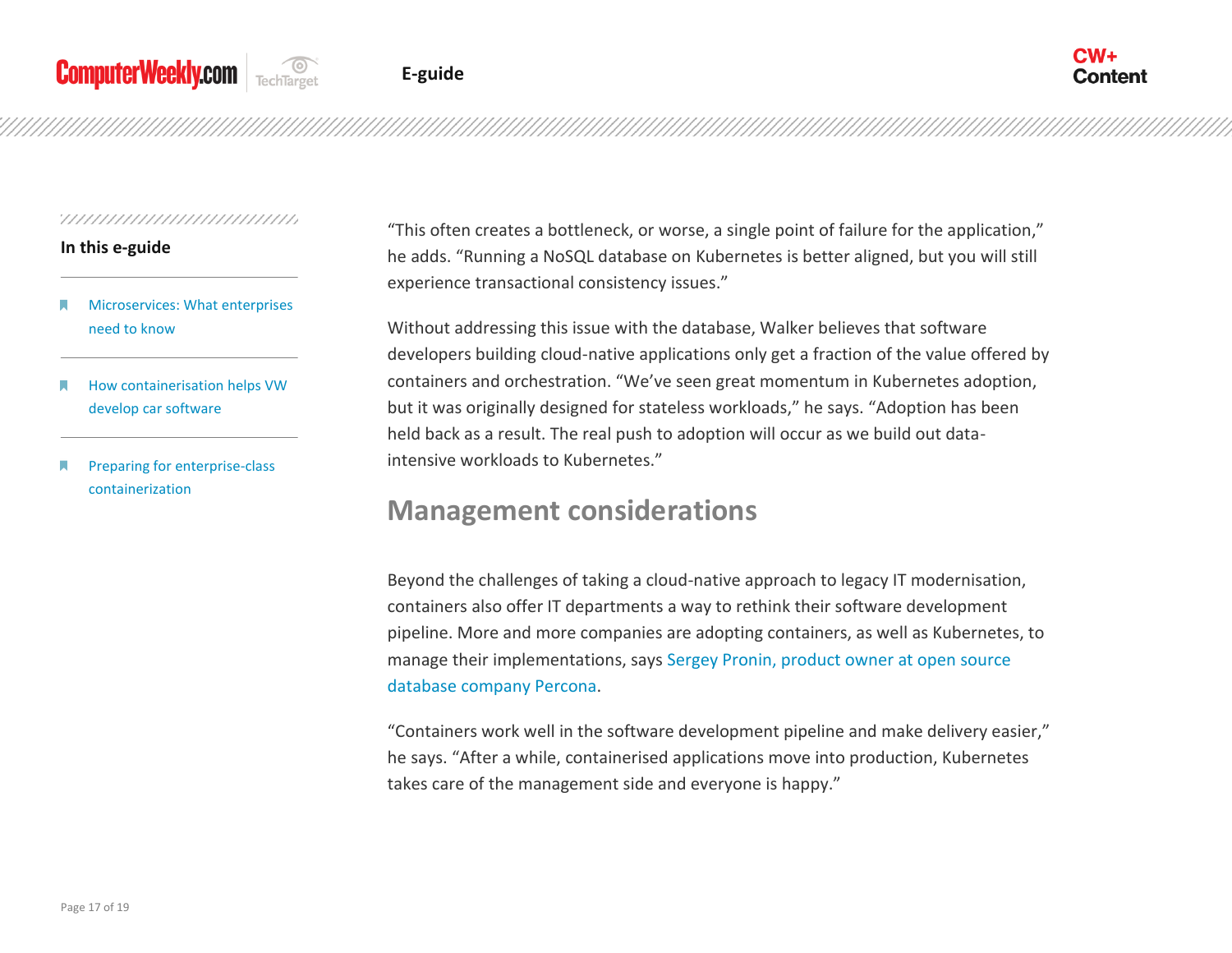"This often creates a bottleneck, or worse, a single point of failure for the application," he adds. "Running a NoSQL database on Kubernetes is better aligned, but you will still experience transactional consistency issues."

Without addressing this issue with the database, Walker believes that software developers building cloud-native applications only get a fraction of the value offered by containers and orchestration. "We've seen great momentum in Kubernetes adoption, but it was originally designed for stateless workloads," he says. "Adoption has been held back as a result. The real push to adoption will occur as we build out data-intensive workloads to Kubernetes."

## Management considerations

Beyond the challenges of taking a cloud-native approach to legacy IT modernisation, containers also offer IT departments a way to rethink their software development pipeline. More and more companies are adopting containers, as well as Kubernetes, to manage their implementations, says Sergey Pronin, product owner at open source database company Percona.

"Containers work well in the software development pipeline and make delivery easier," he says. "After a while, containerised applications move into production, Kubernetes takes care of the management side and everyone is happy."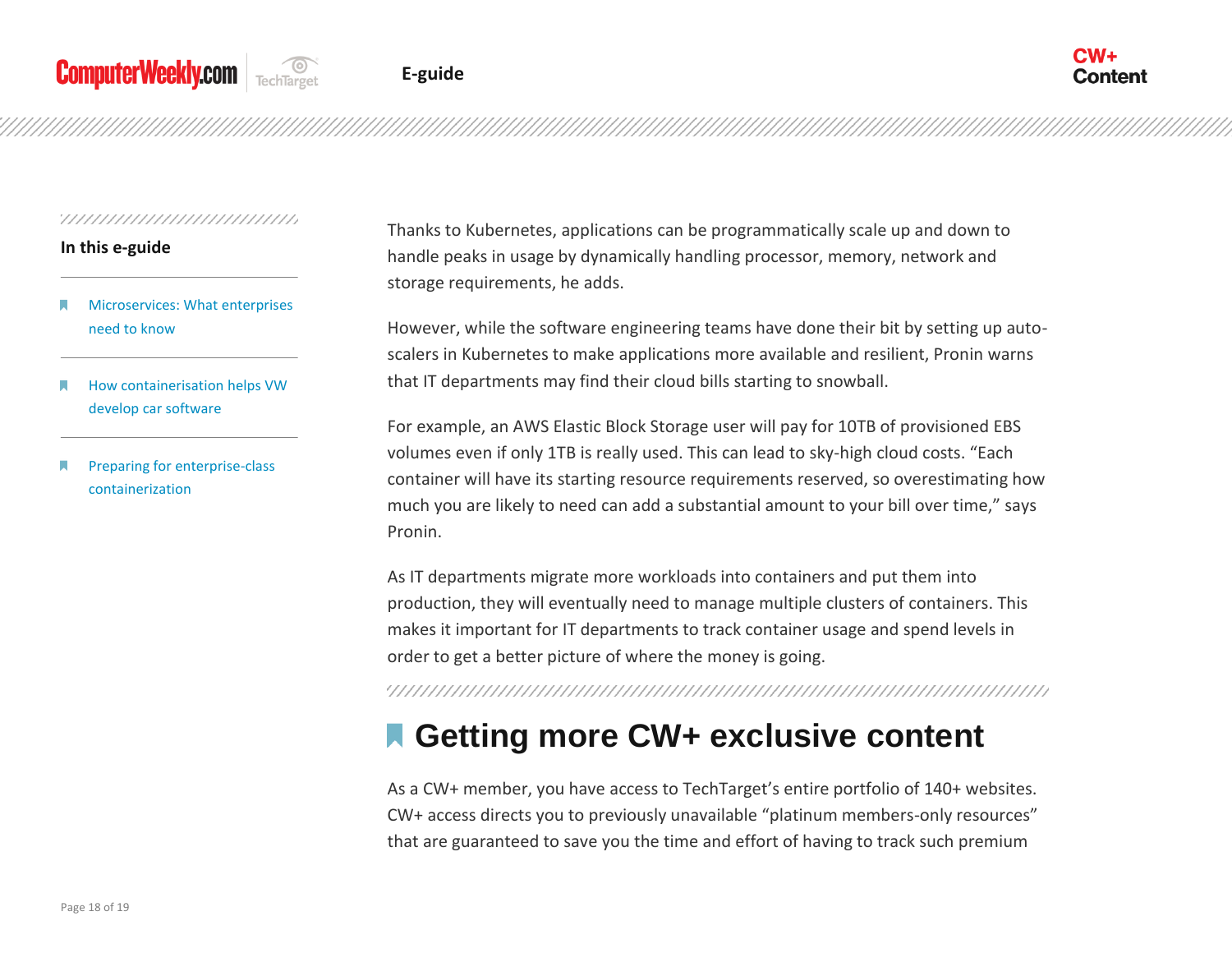Thanks to Kubernetes, applications can be programmatically scale up and down to handle peaks in usage by dynamically handling processor, memory, network and storage requirements, he adds.

However, while the software engineering teams have done their bit by setting up auto-scalers in Kubernetes to make applications more available and resilient, Pronin warns that IT departments may find their cloud bills starting to snowball.

For example, an AWS Elastic Block Storage user will pay for 10TB of provisioned EBS volumes even if only 1TB is really used. This can lead to sky-high cloud costs. "Each container will have its starting resource requirements reserved, so overestimating how much you are likely to need can add a substantial amount to your bill over time," says Pronin.

As IT departments migrate more workloads into containers and put them into production, they will eventually need to manage multiple clusters of containers. This makes it important for IT departments to track container usage and spend levels in order to get a better picture of where the money is going.

## Getting more CW+ exclusive content

As a CW+ member, you have access to TechTarget's entire portfolio of 140+ websites. CW+ access directs you to previously unavailable "platinum members-only resources" that are guaranteed to save you the time and effort of having to track such premium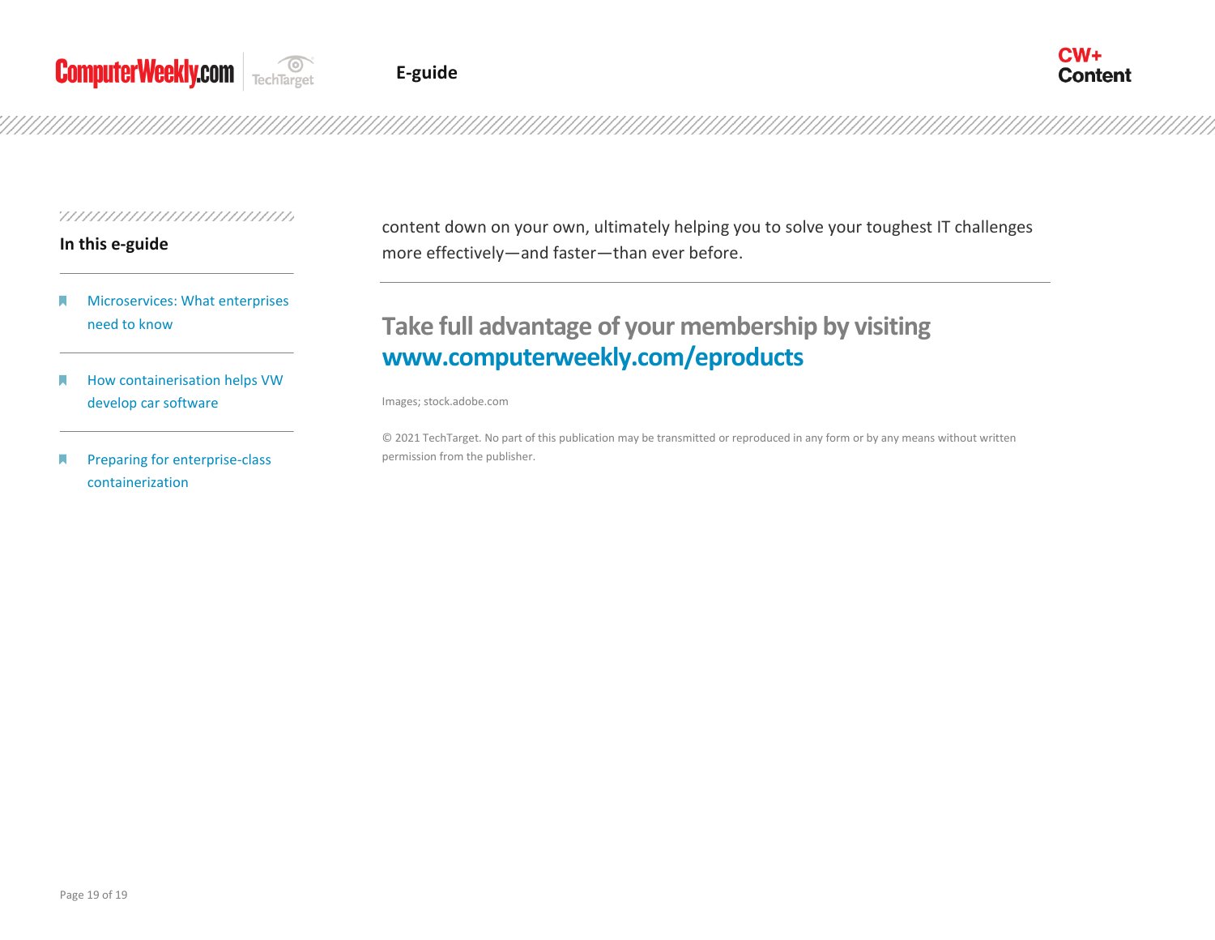content down on your own, ultimately helping you to solve your toughest IT challenges more effectively—and faster—than ever before.

---

## Take full advantage of your membership by visiting www.computerweekly.com/eproducts

Images; stock.adobe.com

© 2021 TechTarget. No part of this publication may be transmitted or reproduced in any form or by any means without written permission from the publisher.